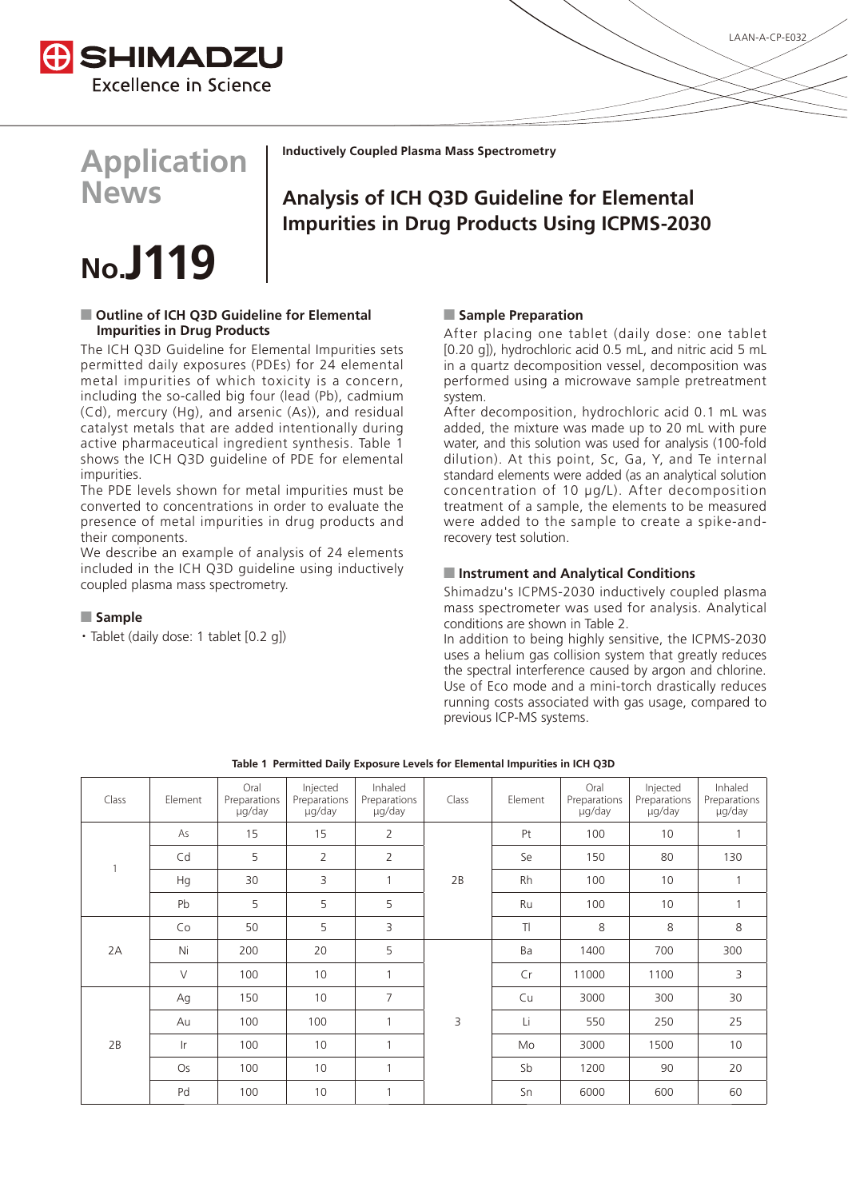SHIMADZU
Excellence in Science

LAAN-A-CP-E032

# Application News

# No.J119

Inductively Coupled Plasma Mass Spectrometry

# Analysis of ICH Q3D Guideline for Elemental Impurities in Drug Products Using ICPMS-2030

## Outline of ICH Q3D Guideline for Elemental Impurities in Drug Products

The ICH Q3D Guideline for Elemental Impurities sets permitted daily exposures (PDEs) for 24 elemental metal impurities of which toxicity is a concern, including the so-called big four (lead (Pb), cadmium (Cd), mercury (Hg), and arsenic (As)), and residual catalyst metals that are added intentionally during active pharmaceutical ingredient synthesis. Table 1 shows the ICH Q3D guideline of PDE for elemental impurities.

The PDE levels shown for metal impurities must be converted to concentrations in order to evaluate the presence of metal impurities in drug products and their components.

We describe an example of analysis of 24 elements included in the ICH Q3D guideline using inductively coupled plasma mass spectrometry.

## Sample

- Tablet (daily dose: 1 tablet [0.2 g])

## Sample Preparation

After placing one tablet (daily dose: one tablet [0.20 g]), hydrochloric acid 0.5 mL, and nitric acid 5 mL in a quartz decomposition vessel, decomposition was performed using a microwave sample pretreatment system.

After decomposition, hydrochloric acid 0.1 mL was added, the mixture was made up to 20 mL with pure water, and this solution was used for analysis (100-fold dilution). At this point, Sc, Ga, Y, and Te internal standard elements were added (as an analytical solution concentration of 10 µg/L). After decomposition treatment of a sample, the elements to be measured were added to the sample to create a spike-and-recovery test solution.

## Instrument and Analytical Conditions

Shimadzu's ICPMS-2030 inductively coupled plasma mass spectrometer was used for analysis. Analytical conditions are shown in Table 2.

In addition to being highly sensitive, the ICPMS-2030 uses a helium gas collision system that greatly reduces the spectral interference caused by argon and chlorine. Use of Eco mode and a mini-torch drastically reduces running costs associated with gas usage, compared to previous ICP-MS systems.

**Table 1 Permitted Daily Exposure Levels for Elemental Impurities in ICH Q3D**

| Class | Element | Oral Preparations µg/day | Injected Preparations µg/day | Inhaled Preparations µg/day | Class | Element | Oral Preparations µg/day | Injected Preparations µg/day | Inhaled Preparations µg/day |
|---|---|---|---|---|---|---|---|---|---|
| 1 | As | 15 | 15 | 2 | 2B | Pt | 100 | 10 | 1 |
| | Cd | 5 | 2 | 2 | | Se | 150 | 80 | 130 |
| | Hg | 30 | 3 | 1 | | Rh | 100 | 10 | 1 |
| | Pb | 5 | 5 | 5 | | Ru | 100 | 10 | 1 |
| 2A | Co | 50 | 5 | 3 | | Tl | 8 | 8 | 8 |
| | Ni | 200 | 20 | 5 | 3 | Ba | 1400 | 700 | 300 |
| | V | 100 | 10 | 1 | | Cr | 11000 | 1100 | 3 |
| 2B | Ag | 150 | 10 | 7 | | Cu | 3000 | 300 | 30 |
| | Au | 100 | 100 | 1 | | Li | 550 | 250 | 25 |
| | Ir | 100 | 10 | 1 | | Mo | 3000 | 1500 | 10 |
| | Os | 100 | 10 | 1 | | Sb | 1200 | 90 | 20 |
| | Pd | 100 | 10 | 1 | | Sn | 6000 | 600 | 60 |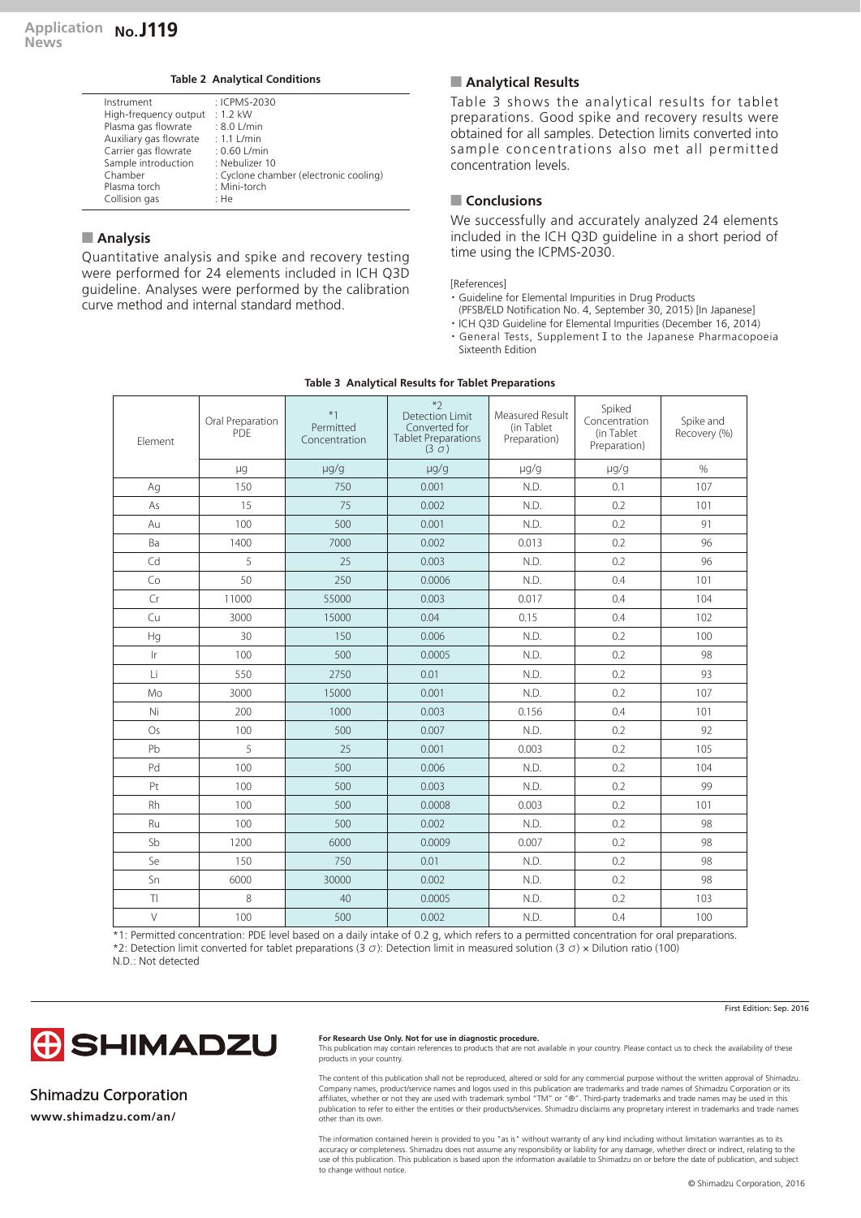**Table 2 Analytical Conditions**

| | |
|---|---|
| Instrument | : ICPMS-2030 |
| High-frequency output | : 1.2 kW |
| Plasma gas flowrate | : 8.0 L/min |
| Auxiliary gas flowrate | : 1.1 L/min |
| Carrier gas flowrate | : 0.60 L/min |
| Sample introduction | : Nebulizer 10 |
| Chamber | : Cyclone chamber (electronic cooling) |
| Plasma torch | : Mini-torch |
| Collision gas | : He |

## Analysis

Quantitative analysis and spike and recovery testing were performed for 24 elements included in ICH Q3D guideline. Analyses were performed by the calibration curve method and internal standard method.

## Analytical Results

Table 3 shows the analytical results for tablet preparations. Good spike and recovery results were obtained for all samples. Detection limits converted into sample concentrations also met all permitted concentration levels.

## Conclusions

We successfully and accurately analyzed 24 elements included in the ICH Q3D guideline in a short period of time using the ICPMS-2030.

[References]

- Guideline for Elemental Impurities in Drug Products (PFSB/ELD Notification No. 4, September 30, 2015) [In Japanese]
- ICH Q3D Guideline for Elemental Impurities (December 16, 2014)
- General Tests, Supplement I to the Japanese Pharmacopoeia Sixteenth Edition

**Table 3 Analytical Results for Tablet Preparations**

| Element | Oral Preparation PDE | *1 Permitted Concentration | *2 Detection Limit Converted for Tablet Preparations (3 σ) | Measured Result (in Tablet Preparation) | Spiked Concentration (in Tablet Preparation) | Spike and Recovery (%) |
|---|---|---|---|---|---|---|
| | μg | μg/g | μg/g | μg/g | μg/g | % |
| Ag | 150 | 750 | 0.001 | N.D. | 0.1 | 107 |
| As | 15 | 75 | 0.002 | N.D. | 0.2 | 101 |
| Au | 100 | 500 | 0.001 | N.D. | 0.2 | 91 |
| Ba | 1400 | 7000 | 0.002 | 0.013 | 0.2 | 96 |
| Cd | 5 | 25 | 0.003 | N.D. | 0.2 | 96 |
| Co | 50 | 250 | 0.0006 | N.D. | 0.4 | 101 |
| Cr | 11000 | 55000 | 0.003 | 0.017 | 0.4 | 104 |
| Cu | 3000 | 15000 | 0.04 | 0.15 | 0.4 | 102 |
| Hg | 30 | 150 | 0.006 | N.D. | 0.2 | 100 |
| Ir | 100 | 500 | 0.0005 | N.D. | 0.2 | 98 |
| Li | 550 | 2750 | 0.01 | N.D. | 0.2 | 93 |
| Mo | 3000 | 15000 | 0.001 | N.D. | 0.2 | 107 |
| Ni | 200 | 1000 | 0.003 | 0.156 | 0.4 | 101 |
| Os | 100 | 500 | 0.007 | N.D. | 0.2 | 92 |
| Pb | 5 | 25 | 0.001 | 0.003 | 0.2 | 105 |
| Pd | 100 | 500 | 0.006 | N.D. | 0.2 | 104 |
| Pt | 100 | 500 | 0.003 | N.D. | 0.2 | 99 |
| Rh | 100 | 500 | 0.0008 | 0.003 | 0.2 | 101 |
| Ru | 100 | 500 | 0.002 | N.D. | 0.2 | 98 |
| Sb | 1200 | 6000 | 0.0009 | 0.007 | 0.2 | 98 |
| Se | 150 | 750 | 0.01 | N.D. | 0.2 | 98 |
| Sn | 6000 | 30000 | 0.002 | N.D. | 0.2 | 98 |
| Tl | 8 | 40 | 0.0005 | N.D. | 0.2 | 103 |
| V | 100 | 500 | 0.002 | N.D. | 0.4 | 100 |

*1: Permitted concentration: PDE level based on a daily intake of 0.2 g, which refers to a permitted concentration for oral preparations.
*2: Detection limit converted for tablet preparations (3 σ): Detection limit in measured solution (3 σ) × Dilution ratio (100)
N.D.: Not detected

First Edition: Sep. 2016

Shimadzu Corporation
www.shimadzu.com/an/

**For Research Use Only. Not for use in diagnostic procedure.**
This publication may contain references to products that are not available in your country. Please contact us to check the availability of these products in your country.

The content of this publication shall not be reproduced, altered or sold for any commercial purpose without the written approval of Shimadzu. Company names, product/service names and logos used in this publication are trademarks and trade names of Shimadzu Corporation or its affiliates, whether or not they are used with trademark symbol "TM" or "®". Third-party trademarks and trade names may be used in this publication to refer to either the entities or their products/services. Shimadzu disclaims any proprietary interest in trademarks and trade names other than its own.

The information contained herein is provided to you "as is" without warranty of any kind including without limitation warranties as to its accuracy or completeness. Shimadzu does not assume any responsibility or liability for any damage, whether direct or indirect, relating to the use of this publication. This publication is based upon the information available to Shimadzu on or before the date of publication, and subject to change without notice.

© Shimadzu Corporation, 2016